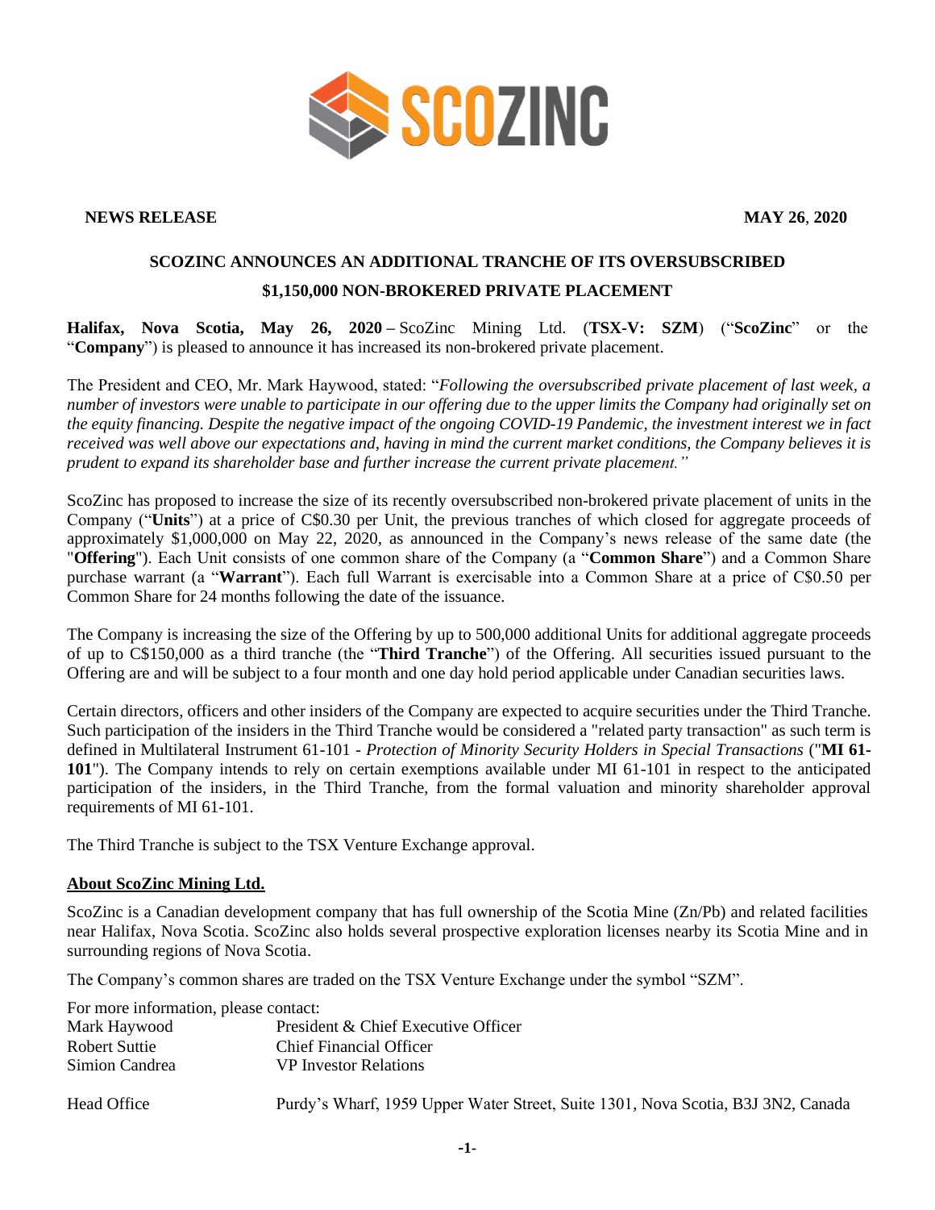**NEWS RELEASE** **MAY 26, 2020**

# SCOZINC ANNOUNCES AN ADDITIONAL TRANCHE OF ITS OVERSUBSCRIBED $1,150,000 NON-BROKERED PRIVATE PLACEMENT

**Halifax, Nova Scotia, May 26, 2020 –** ScoZinc Mining Ltd. (**TSX-V: SZM**) ("**ScoZinc**" or the "**Company**") is pleased to announce it has increased its non-brokered private placement.

The President and CEO, Mr. Mark Haywood, stated: "*Following the oversubscribed private placement of last week, a number of investors were unable to participate in our offering due to the upper limits the Company had originally set on the equity financing. Despite the negative impact of the ongoing COVID-19 Pandemic, the investment interest we in fact received was well above our expectations and, having in mind the current market conditions, the Company believes it is prudent to expand its shareholder base and further increase the current private placement.*"

ScoZinc has proposed to increase the size of its recently oversubscribed non-brokered private placement of units in the Company ("**Units**") at a price of C$0.30 per Unit, the previous tranches of which closed for aggregate proceeds of approximately $1,000,000 on May 22, 2020, as announced in the Company's news release of the same date (the "**Offering**"). Each Unit consists of one common share of the Company (a "**Common Share**") and a Common Share purchase warrant (a "**Warrant**"). Each full Warrant is exercisable into a Common Share at a price of C$0.50 per Common Share for 24 months following the date of the issuance.

The Company is increasing the size of the Offering by up to 500,000 additional Units for additional aggregate proceeds of up to C$150,000 as a third tranche (the "**Third Tranche**") of the Offering. All securities issued pursuant to the Offering are and will be subject to a four month and one day hold period applicable under Canadian securities laws.

Certain directors, officers and other insiders of the Company are expected to acquire securities under the Third Tranche. Such participation of the insiders in the Third Tranche would be considered a "related party transaction" as such term is defined in Multilateral Instrument 61-101 - *Protection of Minority Security Holders in Special Transactions* ("**MI 61-101**"). The Company intends to rely on certain exemptions available under MI 61-101 in respect to the anticipated participation of the insiders, in the Third Tranche, from the formal valuation and minority shareholder approval requirements of MI 61-101.

The Third Tranche is subject to the TSX Venture Exchange approval.

## About ScoZinc Mining Ltd.

ScoZinc is a Canadian development company that has full ownership of the Scotia Mine (Zn/Pb) and related facilities near Halifax, Nova Scotia. ScoZinc also holds several prospective exploration licenses nearby its Scotia Mine and in surrounding regions of Nova Scotia.

The Company's common shares are traded on the TSX Venture Exchange under the symbol "SZM".

For more information, please contact:

| | |
|---|---|
| Mark Haywood | President & Chief Executive Officer |
| Robert Suttie | Chief Financial Officer |
| Simion Candrea | VP Investor Relations |
| Head Office | Purdy's Wharf, 1959 Upper Water Street, Suite 1301, Nova Scotia, B3J 3N2, Canada |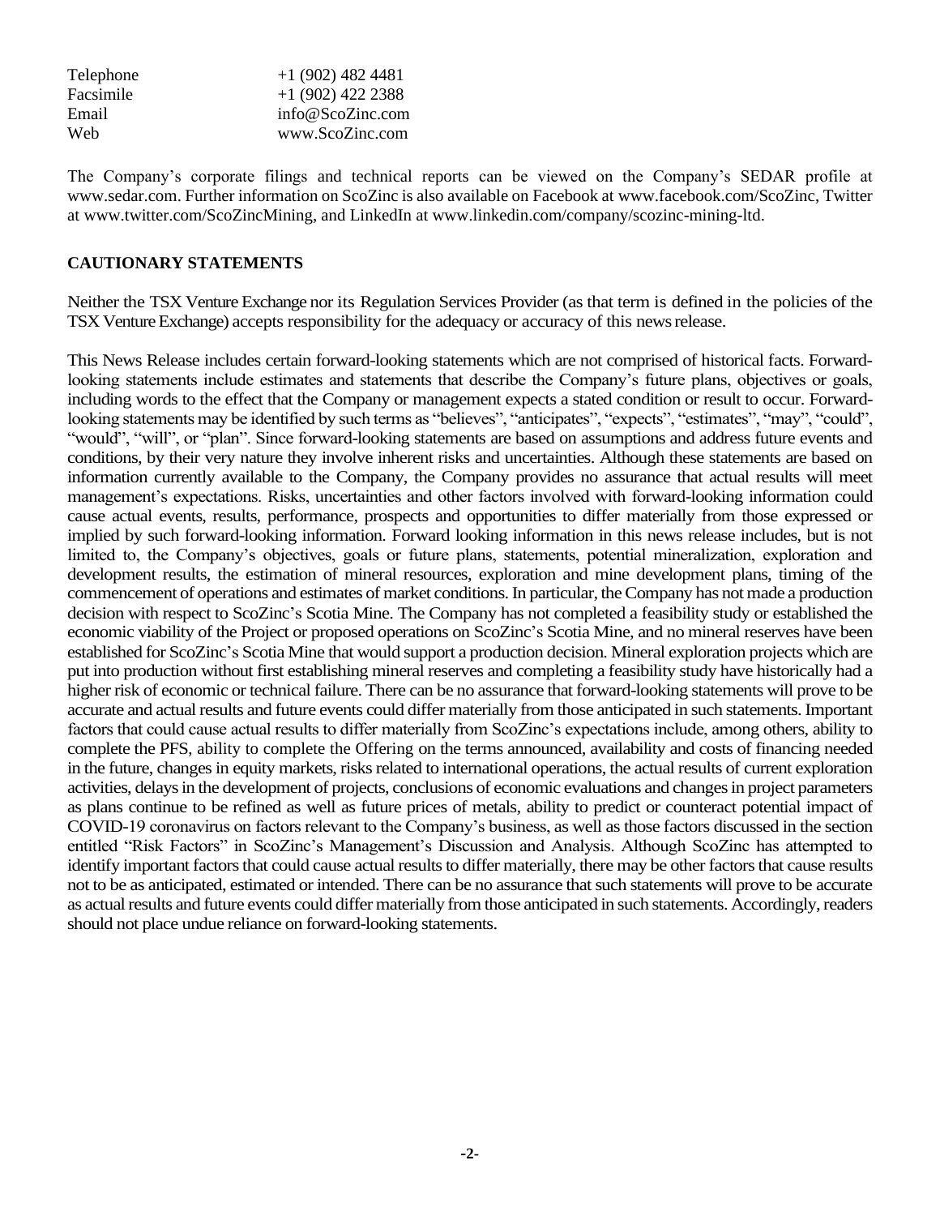| | |
|---|---|
| Telephone | +1 (902) 482 4481 |
| Facsimile | +1 (902) 422 2388 |
| Email | info@ScoZinc.com |
| Web | www.ScoZinc.com |

The Company's corporate filings and technical reports can be viewed on the Company's SEDAR profile at www.sedar.com. Further information on ScoZinc is also available on Facebook at www.facebook.com/ScoZinc, Twitter at www.twitter.com/ScoZincMining, and LinkedIn at www.linkedin.com/company/scozinc-mining-ltd.

## CAUTIONARY STATEMENTS

Neither the TSX Venture Exchange nor its Regulation Services Provider (as that term is defined in the policies of the TSX Venture Exchange) accepts responsibility for the adequacy or accuracy of this news release.

This News Release includes certain forward-looking statements which are not comprised of historical facts. Forward-looking statements include estimates and statements that describe the Company's future plans, objectives or goals, including words to the effect that the Company or management expects a stated condition or result to occur. Forward-looking statements may be identified by such terms as "believes", "anticipates", "expects", "estimates", "may", "could", "would", "will", or "plan". Since forward-looking statements are based on assumptions and address future events and conditions, by their very nature they involve inherent risks and uncertainties. Although these statements are based on information currently available to the Company, the Company provides no assurance that actual results will meet management's expectations. Risks, uncertainties and other factors involved with forward-looking information could cause actual events, results, performance, prospects and opportunities to differ materially from those expressed or implied by such forward-looking information. Forward looking information in this news release includes, but is not limited to, the Company's objectives, goals or future plans, statements, potential mineralization, exploration and development results, the estimation of mineral resources, exploration and mine development plans, timing of the commencement of operations and estimates of market conditions. In particular, the Company has not made a production decision with respect to ScoZinc's Scotia Mine. The Company has not completed a feasibility study or established the economic viability of the Project or proposed operations on ScoZinc's Scotia Mine, and no mineral reserves have been established for ScoZinc's Scotia Mine that would support a production decision. Mineral exploration projects which are put into production without first establishing mineral reserves and completing a feasibility study have historically had a higher risk of economic or technical failure. There can be no assurance that forward-looking statements will prove to be accurate and actual results and future events could differ materially from those anticipated in such statements. Important factors that could cause actual results to differ materially from ScoZinc's expectations include, among others, ability to complete the PFS, ability to complete the Offering on the terms announced, availability and costs of financing needed in the future, changes in equity markets, risks related to international operations, the actual results of current exploration activities, delays in the development of projects, conclusions of economic evaluations and changes in project parameters as plans continue to be refined as well as future prices of metals, ability to predict or counteract potential impact of COVID-19 coronavirus on factors relevant to the Company's business, as well as those factors discussed in the section entitled "Risk Factors" in ScoZinc's Management's Discussion and Analysis. Although ScoZinc has attempted to identify important factors that could cause actual results to differ materially, there may be other factors that cause results not to be as anticipated, estimated or intended. There can be no assurance that such statements will prove to be accurate as actual results and future events could differ materially from those anticipated in such statements. Accordingly, readers should not place undue reliance on forward-looking statements.